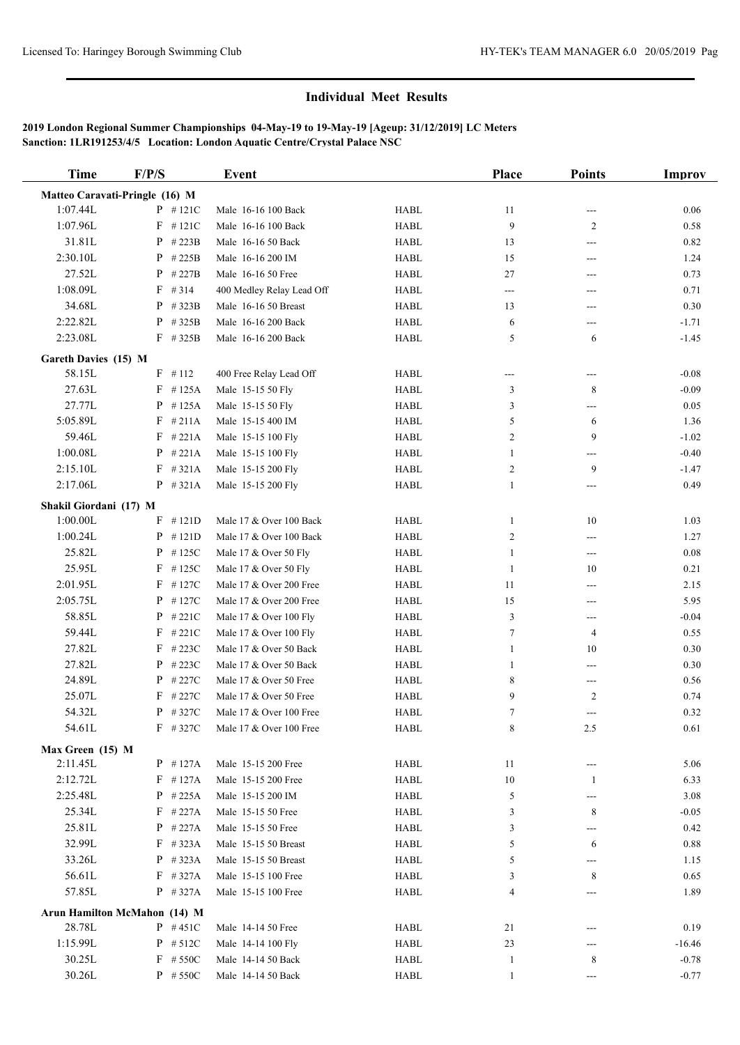## Individual Meet Results

**2019 London Regional Summer Championships 04-May-19 to 19-May-19 [Ageup: 31/12/2019] LC Meters**
**Sanction: 1LR191253/4/5 Location: London Aquatic Centre/Crystal Palace NSC**

| Time | F/P/S | | Event | | Place | Points | Improv |
|---|---|---|---|---|---|---|---|
| **Matteo Caravati-Pringle (16) M** | | | | | | | |
| 1:07.44L | P | #121C | Male 16-16 100 Back | HABL | 11 | --- | 0.06 |
| 1:07.96L | F | #121C | Male 16-16 100 Back | HABL | 9 | 2 | 0.58 |
| 31.81L | P | #223B | Male 16-16 50 Back | HABL | 13 | --- | 0.82 |
| 2:30.10L | P | #225B | Male 16-16 200 IM | HABL | 15 | --- | 1.24 |
| 27.52L | P | #227B | Male 16-16 50 Free | HABL | 27 | --- | 0.73 |
| 1:08.09L | F | #314 | 400 Medley Relay Lead Off | HABL | --- | --- | 0.71 |
| 34.68L | P | #323B | Male 16-16 50 Breast | HABL | 13 | --- | 0.30 |
| 2:22.82L | P | #325B | Male 16-16 200 Back | HABL | 6 | --- | -1.71 |
| 2:23.08L | F | #325B | Male 16-16 200 Back | HABL | 5 | 6 | -1.45 |
| **Gareth Davies (15) M** | | | | | | | |
| 58.15L | F | #112 | 400 Free Relay Lead Off | HABL | --- | --- | -0.08 |
| 27.63L | F | #125A | Male 15-15 50 Fly | HABL | 3 | 8 | -0.09 |
| 27.77L | P | #125A | Male 15-15 50 Fly | HABL | 3 | --- | 0.05 |
| 5:05.89L | F | #211A | Male 15-15 400 IM | HABL | 5 | 6 | 1.36 |
| 59.46L | F | #221A | Male 15-15 100 Fly | HABL | 2 | 9 | -1.02 |
| 1:00.08L | P | #221A | Male 15-15 100 Fly | HABL | 1 | --- | -0.40 |
| 2:15.10L | F | #321A | Male 15-15 200 Fly | HABL | 2 | 9 | -1.47 |
| 2:17.06L | P | #321A | Male 15-15 200 Fly | HABL | 1 | --- | 0.49 |
| **Shakil Giordani (17) M** | | | | | | | |
| 1:00.00L | F | #121D | Male 17 & Over 100 Back | HABL | 1 | 10 | 1.03 |
| 1:00.24L | P | #121D | Male 17 & Over 100 Back | HABL | 2 | --- | 1.27 |
| 25.82L | P | #125C | Male 17 & Over 50 Fly | HABL | 1 | --- | 0.08 |
| 25.95L | F | #125C | Male 17 & Over 50 Fly | HABL | 1 | 10 | 0.21 |
| 2:01.95L | F | #127C | Male 17 & Over 200 Free | HABL | 11 | --- | 2.15 |
| 2:05.75L | P | #127C | Male 17 & Over 200 Free | HABL | 15 | --- | 5.95 |
| 58.85L | P | #221C | Male 17 & Over 100 Fly | HABL | 3 | --- | -0.04 |
| 59.44L | F | #221C | Male 17 & Over 100 Fly | HABL | 7 | 4 | 0.55 |
| 27.82L | F | #223C | Male 17 & Over 50 Back | HABL | 1 | 10 | 0.30 |
| 27.82L | P | #223C | Male 17 & Over 50 Back | HABL | 1 | --- | 0.30 |
| 24.89L | P | #227C | Male 17 & Over 50 Free | HABL | 8 | --- | 0.56 |
| 25.07L | F | #227C | Male 17 & Over 50 Free | HABL | 9 | 2 | 0.74 |
| 54.32L | P | #327C | Male 17 & Over 100 Free | HABL | 7 | --- | 0.32 |
| 54.61L | F | #327C | Male 17 & Over 100 Free | HABL | 8 | 2.5 | 0.61 |
| **Max Green (15) M** | | | | | | | |
| 2:11.45L | P | #127A | Male 15-15 200 Free | HABL | 11 | --- | 5.06 |
| 2:12.72L | F | #127A | Male 15-15 200 Free | HABL | 10 | 1 | 6.33 |
| 2:25.48L | P | #225A | Male 15-15 200 IM | HABL | 5 | --- | 3.08 |
| 25.34L | F | #227A | Male 15-15 50 Free | HABL | 3 | 8 | -0.05 |
| 25.81L | P | #227A | Male 15-15 50 Free | HABL | 3 | --- | 0.42 |
| 32.99L | F | #323A | Male 15-15 50 Breast | HABL | 5 | 6 | 0.88 |
| 33.26L | P | #323A | Male 15-15 50 Breast | HABL | 5 | --- | 1.15 |
| 56.61L | F | #327A | Male 15-15 100 Free | HABL | 3 | 8 | 0.65 |
| 57.85L | P | #327A | Male 15-15 100 Free | HABL | 4 | --- | 1.89 |
| **Arun Hamilton McMahon (14) M** | | | | | | | |
| 28.78L | P | #451C | Male 14-14 50 Free | HABL | 21 | --- | 0.19 |
| 1:15.99L | P | #512C | Male 14-14 100 Fly | HABL | 23 | --- | -16.46 |
| 30.25L | F | #550C | Male 14-14 50 Back | HABL | 1 | 8 | -0.78 |
| 30.26L | P | #550C | Male 14-14 50 Back | HABL | 1 | --- | -0.77 |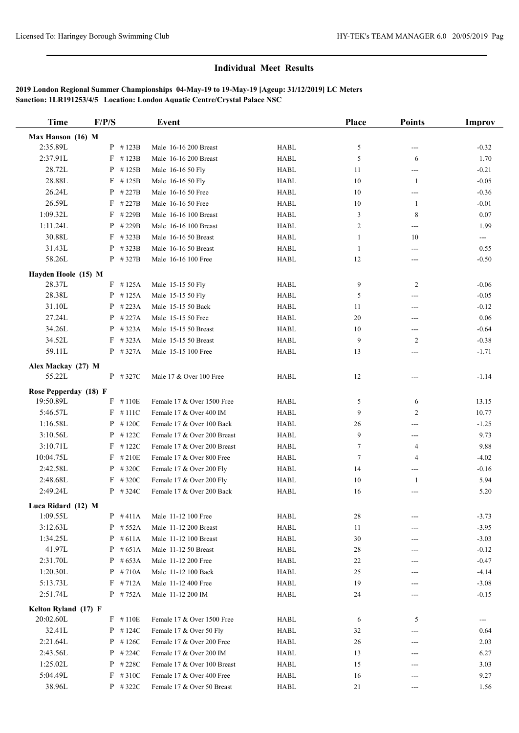## Individual Meet Results

**2019 London Regional Summer Championships 04-May-19 to 19-May-19 [Ageup: 31/12/2019] LC Meters**
**Sanction: 1LR191253/4/5 Location: London Aquatic Centre/Crystal Palace NSC**

| Time | F/P/S | | Event | | Place | Points | Improv |
|---|---|---|---|---|---|---|---|
| **Max Hanson (16) M** | | | | | | | |
| 2:35.89L | P | #123B | Male 16-16 200 Breast | HABL | 5 | --- | -0.32 |
| 2:37.91L | F | #123B | Male 16-16 200 Breast | HABL | 5 | 6 | 1.70 |
| 28.72L | P | #125B | Male 16-16 50 Fly | HABL | 11 | --- | -0.21 |
| 28.88L | F | #125B | Male 16-16 50 Fly | HABL | 10 | 1 | -0.05 |
| 26.24L | P | #227B | Male 16-16 50 Free | HABL | 10 | --- | -0.36 |
| 26.59L | F | #227B | Male 16-16 50 Free | HABL | 10 | 1 | -0.01 |
| 1:09.32L | F | #229B | Male 16-16 100 Breast | HABL | 3 | 8 | 0.07 |
| 1:11.24L | P | #229B | Male 16-16 100 Breast | HABL | 2 | --- | 1.99 |
| 30.88L | F | #323B | Male 16-16 50 Breast | HABL | 1 | 10 | --- |
| 31.43L | P | #323B | Male 16-16 50 Breast | HABL | 1 | --- | 0.55 |
| 58.26L | P | #327B | Male 16-16 100 Free | HABL | 12 | --- | -0.50 |
| **Hayden Hoole (15) M** | | | | | | | |
| 28.37L | F | #125A | Male 15-15 50 Fly | HABL | 9 | 2 | -0.06 |
| 28.38L | P | #125A | Male 15-15 50 Fly | HABL | 5 | --- | -0.05 |
| 31.10L | P | #223A | Male 15-15 50 Back | HABL | 11 | --- | -0.12 |
| 27.24L | P | #227A | Male 15-15 50 Free | HABL | 20 | --- | 0.06 |
| 34.26L | P | #323A | Male 15-15 50 Breast | HABL | 10 | --- | -0.64 |
| 34.52L | F | #323A | Male 15-15 50 Breast | HABL | 9 | 2 | -0.38 |
| 59.11L | P | #327A | Male 15-15 100 Free | HABL | 13 | --- | -1.71 |
| **Alex Mackay (27) M** | | | | | | | |
| 55.22L | P | #327C | Male 17 & Over 100 Free | HABL | 12 | --- | -1.14 |
| **Rose Pepperday (18) F** | | | | | | | |
| 19:50.89L | F | #110E | Female 17 & Over 1500 Free | HABL | 5 | 6 | 13.15 |
| 5:46.57L | F | #111C | Female 17 & Over 400 IM | HABL | 9 | 2 | 10.77 |
| 1:16.58L | P | #120C | Female 17 & Over 100 Back | HABL | 26 | --- | -1.25 |
| 3:10.56L | P | #122C | Female 17 & Over 200 Breast | HABL | 9 | --- | 9.73 |
| 3:10.71L | F | #122C | Female 17 & Over 200 Breast | HABL | 7 | 4 | 9.88 |
| 10:04.75L | F | #210E | Female 17 & Over 800 Free | HABL | 7 | 4 | -4.02 |
| 2:42.58L | P | #320C | Female 17 & Over 200 Fly | HABL | 14 | --- | -0.16 |
| 2:48.68L | F | #320C | Female 17 & Over 200 Fly | HABL | 10 | 1 | 5.94 |
| 2:49.24L | P | #324C | Female 17 & Over 200 Back | HABL | 16 | --- | 5.20 |
| **Luca Ridard (12) M** | | | | | | | |
| 1:09.55L | P | #411A | Male 11-12 100 Free | HABL | 28 | --- | -3.73 |
| 3:12.63L | P | #552A | Male 11-12 200 Breast | HABL | 11 | --- | -3.95 |
| 1:34.25L | P | #611A | Male 11-12 100 Breast | HABL | 30 | --- | -3.03 |
| 41.97L | P | #651A | Male 11-12 50 Breast | HABL | 28 | --- | -0.12 |
| 2:31.70L | P | #653A | Male 11-12 200 Free | HABL | 22 | --- | -0.47 |
| 1:20.30L | P | #710A | Male 11-12 100 Back | HABL | 25 | --- | -4.14 |
| 5:13.73L | F | #712A | Male 11-12 400 Free | HABL | 19 | --- | -3.08 |
| 2:51.74L | P | #752A | Male 11-12 200 IM | HABL | 24 | --- | -0.15 |
| **Kelton Ryland (17) F** | | | | | | | |
| 20:02.60L | F | #110E | Female 17 & Over 1500 Free | HABL | 6 | 5 | --- |
| 32.41L | P | #124C | Female 17 & Over 50 Fly | HABL | 32 | --- | 0.64 |
| 2:21.64L | P | #126C | Female 17 & Over 200 Free | HABL | 26 | --- | 2.03 |
| 2:43.56L | P | #224C | Female 17 & Over 200 IM | HABL | 13 | --- | 6.27 |
| 1:25.02L | P | #228C | Female 17 & Over 100 Breast | HABL | 15 | --- | 3.03 |
| 5:04.49L | F | #310C | Female 17 & Over 400 Free | HABL | 16 | --- | 9.27 |
| 38.96L | P | #322C | Female 17 & Over 50 Breast | HABL | 21 | --- | 1.56 |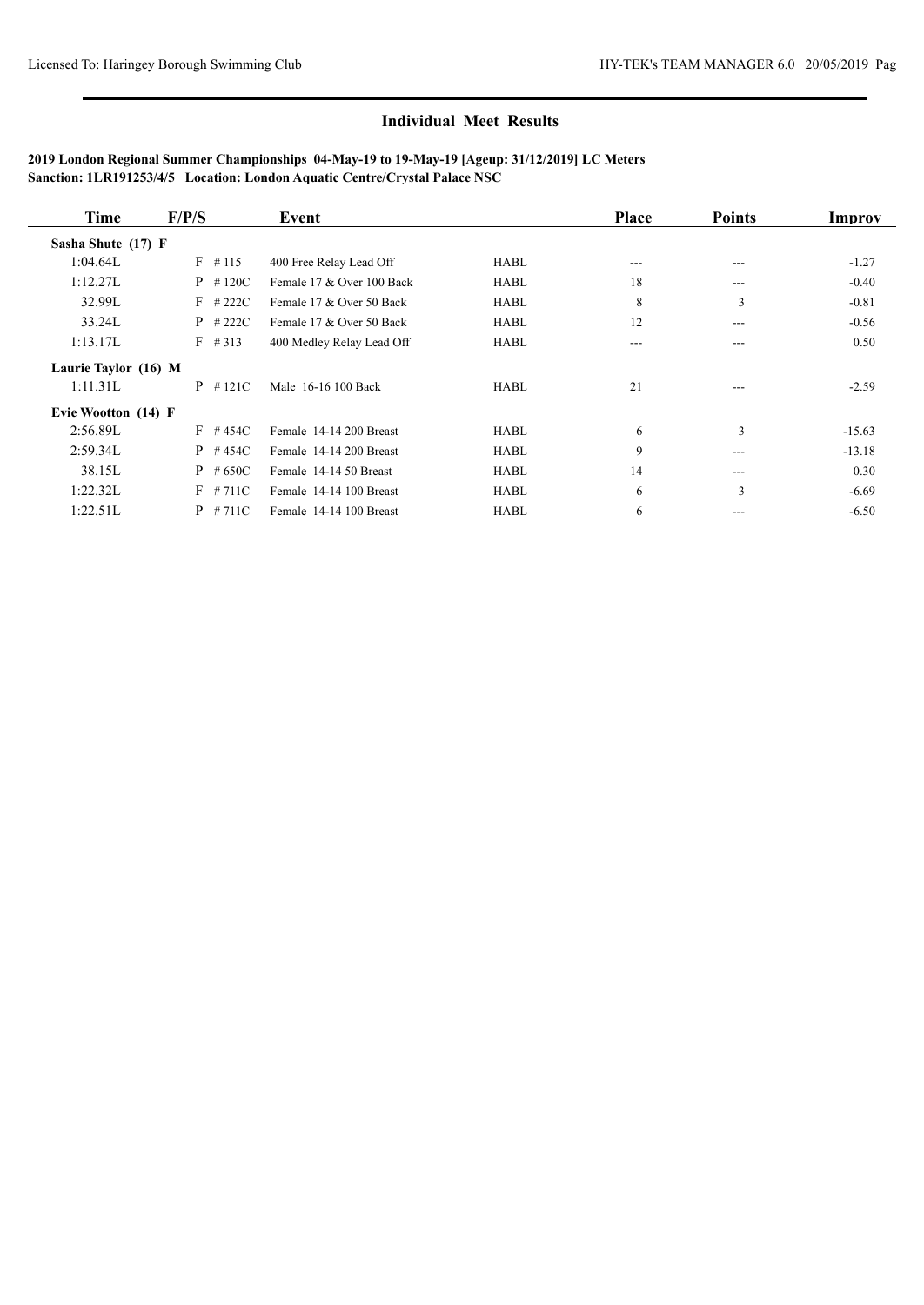## Individual Meet Results

**2019 London Regional Summer Championships 04-May-19 to 19-May-19 [Ageup: 31/12/2019] LC Meters**
**Sanction: 1LR191253/4/5 Location: London Aquatic Centre/Crystal Palace NSC**

| Time | F/P/S | | Event | | Place | Points | Improv |
|---|---|---|---|---|---|---|---|
| **Sasha Shute (17) F** | | | | | | | |
| 1:04.64L | F | # 115 | 400 Free Relay Lead Off | HABL | --- | --- | -1.27 |
| 1:12.27L | P | # 120C | Female 17 & Over 100 Back | HABL | 18 | --- | -0.40 |
| 32.99L | F | # 222C | Female 17 & Over 50 Back | HABL | 8 | 3 | -0.81 |
| 33.24L | P | # 222C | Female 17 & Over 50 Back | HABL | 12 | --- | -0.56 |
| 1:13.17L | F | # 313 | 400 Medley Relay Lead Off | HABL | --- | --- | 0.50 |
| **Laurie Taylor (16) M** | | | | | | | |
| 1:11.31L | P | # 121C | Male 16-16 100 Back | HABL | 21 | --- | -2.59 |
| **Evie Wootton (14) F** | | | | | | | |
| 2:56.89L | F | # 454C | Female 14-14 200 Breast | HABL | 6 | 3 | -15.63 |
| 2:59.34L | P | # 454C | Female 14-14 200 Breast | HABL | 9 | --- | -13.18 |
| 38.15L | P | # 650C | Female 14-14 50 Breast | HABL | 14 | --- | 0.30 |
| 1:22.32L | F | # 711C | Female 14-14 100 Breast | HABL | 6 | 3 | -6.69 |
| 1:22.51L | P | # 711C | Female 14-14 100 Breast | HABL | 6 | --- | -6.50 |